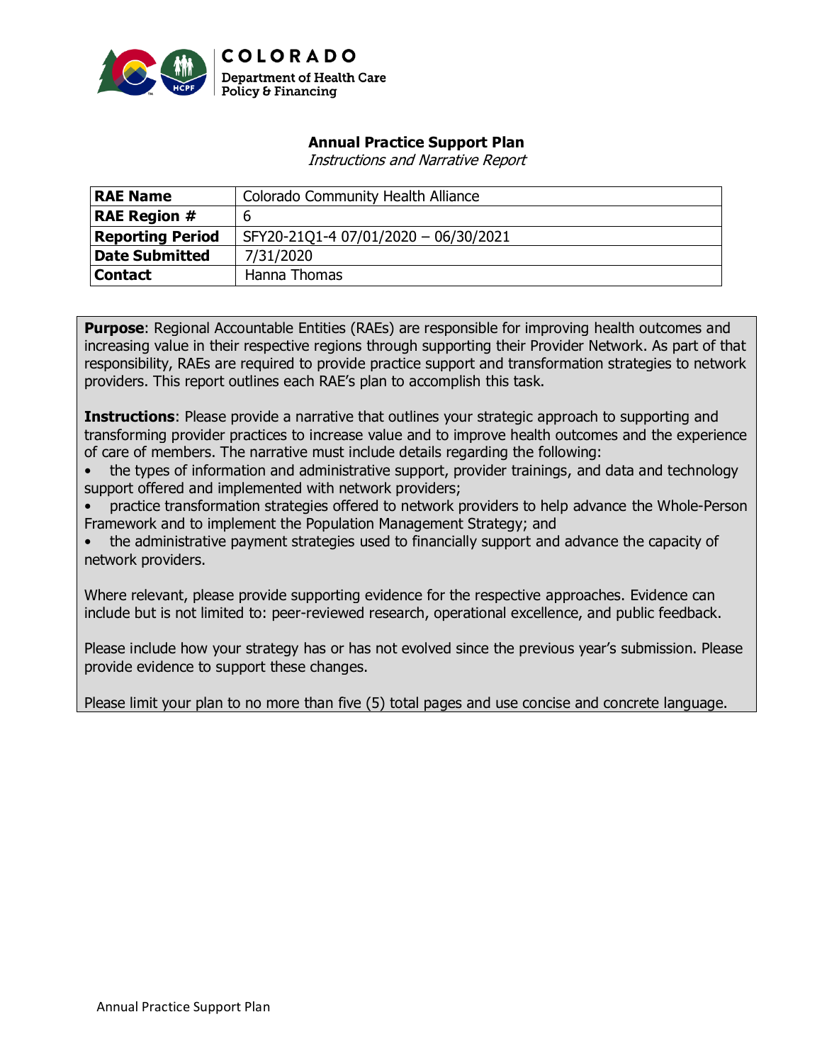COLORADO
Department of Health Care Policy & Financing

# Annual Practice Support Plan

*Instructions and Narrative Report*

| RAE Name | Colorado Community Health Alliance |
|---|---|
| **RAE Region #** | 6 |
| **Reporting Period** | SFY20-21Q1-4 07/01/2020 – 06/30/2021 |
| **Date Submitted** | 7/31/2020 |
| **Contact** | Hanna Thomas |

**Purpose**: Regional Accountable Entities (RAEs) are responsible for improving health outcomes and increasing value in their respective regions through supporting their Provider Network. As part of that responsibility, RAEs are required to provide practice support and transformation strategies to network providers. This report outlines each RAE's plan to accomplish this task.

**Instructions**: Please provide a narrative that outlines your strategic approach to supporting and transforming provider practices to increase value and to improve health outcomes and the experience of care of members. The narrative must include details regarding the following:

- the types of information and administrative support, provider trainings, and data and technology support offered and implemented with network providers;
- practice transformation strategies offered to network providers to help advance the Whole-Person Framework and to implement the Population Management Strategy; and
- the administrative payment strategies used to financially support and advance the capacity of network providers.

Where relevant, please provide supporting evidence for the respective approaches. Evidence can include but is not limited to: peer-reviewed research, operational excellence, and public feedback.

Please include how your strategy has or has not evolved since the previous year's submission. Please provide evidence to support these changes.

Please limit your plan to no more than five (5) total pages and use concise and concrete language.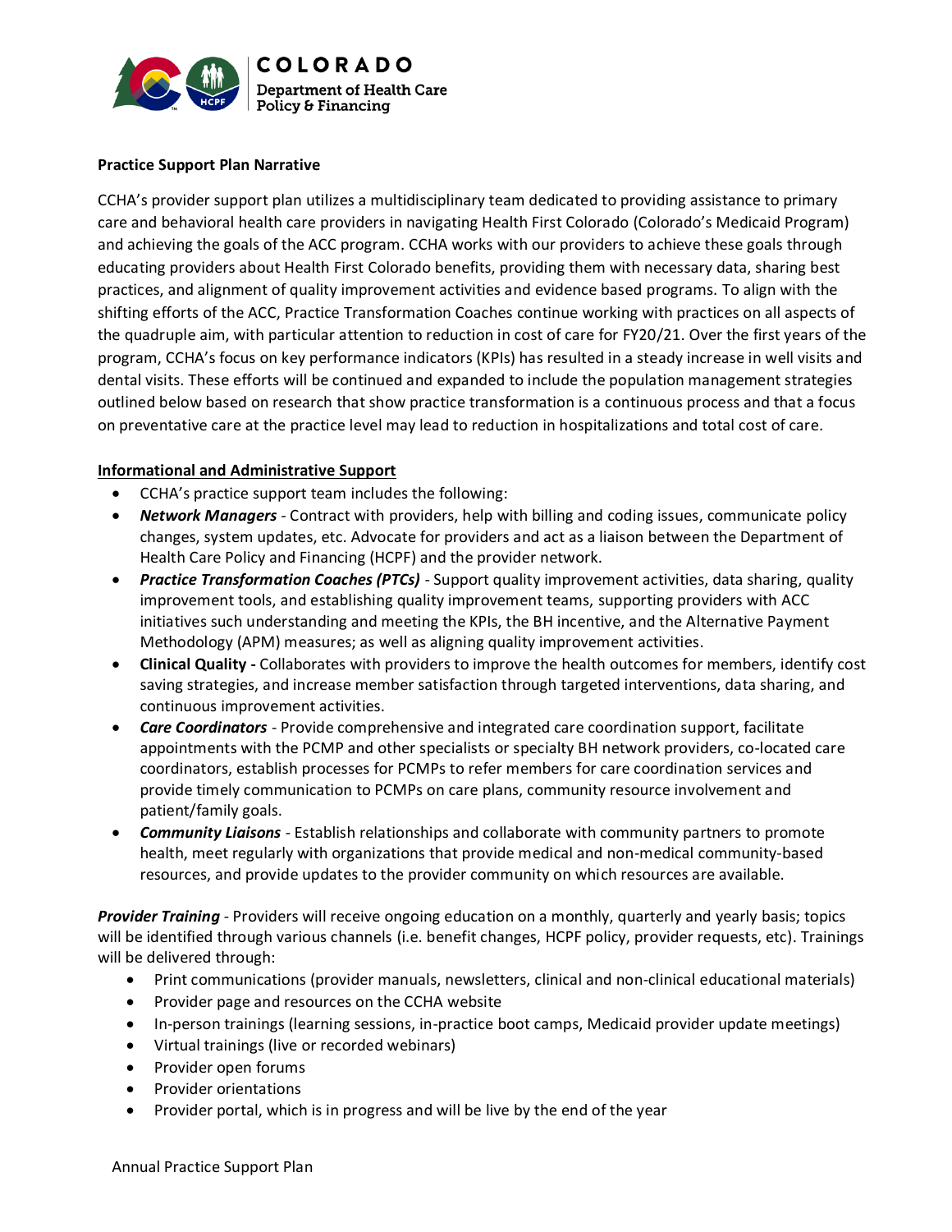**Practice Support Plan Narrative**

CCHA's provider support plan utilizes a multidisciplinary team dedicated to providing assistance to primary care and behavioral health care providers in navigating Health First Colorado (Colorado's Medicaid Program) and achieving the goals of the ACC program. CCHA works with our providers to achieve these goals through educating providers about Health First Colorado benefits, providing them with necessary data, sharing best practices, and alignment of quality improvement activities and evidence based programs. To align with the shifting efforts of the ACC, Practice Transformation Coaches continue working with practices on all aspects of the quadruple aim, with particular attention to reduction in cost of care for FY20/21. Over the first years of the program, CCHA's focus on key performance indicators (KPIs) has resulted in a steady increase in well visits and dental visits. These efforts will be continued and expanded to include the population management strategies outlined below based on research that show practice transformation is a continuous process and that a focus on preventative care at the practice level may lead to reduction in hospitalizations and total cost of care.

**Informational and Administrative Support**

- CCHA's practice support team includes the following:
- ***Network Managers*** - Contract with providers, help with billing and coding issues, communicate policy changes, system updates, etc. Advocate for providers and act as a liaison between the Department of Health Care Policy and Financing (HCPF) and the provider network.
- ***Practice Transformation Coaches (PTCs)*** - Support quality improvement activities, data sharing, quality improvement tools, and establishing quality improvement teams, supporting providers with ACC initiatives such understanding and meeting the KPIs, the BH incentive, and the Alternative Payment Methodology (APM) measures; as well as aligning quality improvement activities.
- **Clinical Quality -** Collaborates with providers to improve the health outcomes for members, identify cost saving strategies, and increase member satisfaction through targeted interventions, data sharing, and continuous improvement activities.
- ***Care Coordinators*** - Provide comprehensive and integrated care coordination support, facilitate appointments with the PCMP and other specialists or specialty BH network providers, co-located care coordinators, establish processes for PCMPs to refer members for care coordination services and provide timely communication to PCMPs on care plans, community resource involvement and patient/family goals.
- ***Community Liaisons*** - Establish relationships and collaborate with community partners to promote health, meet regularly with organizations that provide medical and non-medical community-based resources, and provide updates to the provider community on which resources are available.

***Provider Training*** - Providers will receive ongoing education on a monthly, quarterly and yearly basis; topics will be identified through various channels (i.e. benefit changes, HCPF policy, provider requests, etc). Trainings will be delivered through:

- Print communications (provider manuals, newsletters, clinical and non-clinical educational materials)
- Provider page and resources on the CCHA website
- In-person trainings (learning sessions, in-practice boot camps, Medicaid provider update meetings)
- Virtual trainings (live or recorded webinars)
- Provider open forums
- Provider orientations
- Provider portal, which is in progress and will be live by the end of the year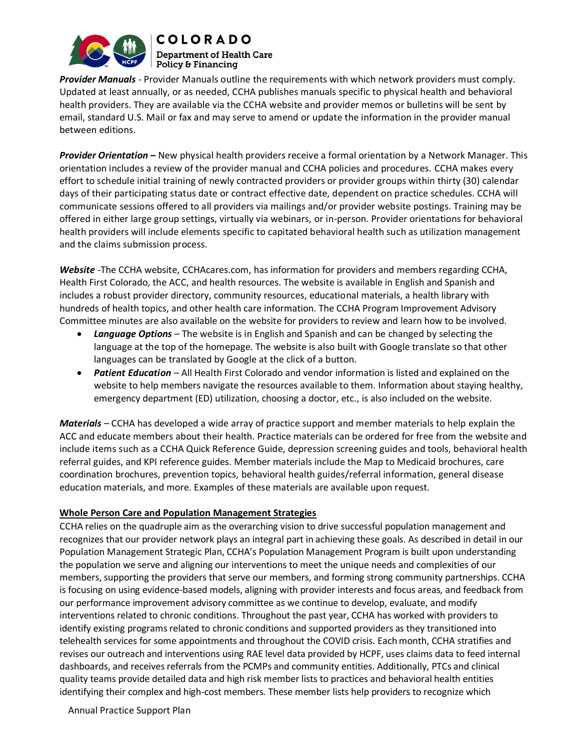***Provider Manuals*** - Provider Manuals outline the requirements with which network providers must comply. Updated at least annually, or as needed, CCHA publishes manuals specific to physical health and behavioral health providers. They are available via the CCHA website and provider memos or bulletins will be sent by email, standard U.S. Mail or fax and may serve to amend or update the information in the provider manual between editions.

***Provider Orientation –*** New physical health providers receive a formal orientation by a Network Manager. This orientation includes a review of the provider manual and CCHA policies and procedures. CCHA makes every effort to schedule initial training of newly contracted providers or provider groups within thirty (30) calendar days of their participating status date or contract effective date, dependent on practice schedules. CCHA will communicate sessions offered to all providers via mailings and/or provider website postings. Training may be offered in either large group settings, virtually via webinars, or in-person. Provider orientations for behavioral health providers will include elements specific to capitated behavioral health such as utilization management and the claims submission process.

***Website*** -The CCHA website, CCHAcares.com, has information for providers and members regarding CCHA, Health First Colorado, the ACC, and health resources. The website is available in English and Spanish and includes a robust provider directory, community resources, educational materials, a health library with hundreds of health topics, and other health care information. The CCHA Program Improvement Advisory Committee minutes are also available on the website for providers to review and learn how to be involved.

- ***Language Options*** – The website is in English and Spanish and can be changed by selecting the language at the top of the homepage. The website is also built with Google translate so that other languages can be translated by Google at the click of a button.
- ***Patient Education*** – All Health First Colorado and vendor information is listed and explained on the website to help members navigate the resources available to them. Information about staying healthy, emergency department (ED) utilization, choosing a doctor, etc., is also included on the website.

***Materials*** – CCHA has developed a wide array of practice support and member materials to help explain the ACC and educate members about their health. Practice materials can be ordered for free from the website and include items such as a CCHA Quick Reference Guide, depression screening guides and tools, behavioral health referral guides, and KPI reference guides. Member materials include the Map to Medicaid brochures, care coordination brochures, prevention topics, behavioral health guides/referral information, general disease education materials, and more. Examples of these materials are available upon request.

**Whole Person Care and Population Management Strategies**

CCHA relies on the quadruple aim as the overarching vision to drive successful population management and recognizes that our provider network plays an integral part in achieving these goals. As described in detail in our Population Management Strategic Plan, CCHA's Population Management Program is built upon understanding the population we serve and aligning our interventions to meet the unique needs and complexities of our members, supporting the providers that serve our members, and forming strong community partnerships. CCHA is focusing on using evidence-based models, aligning with provider interests and focus areas, and feedback from our performance improvement advisory committee as we continue to develop, evaluate, and modify interventions related to chronic conditions. Throughout the past year, CCHA has worked with providers to identify existing programs related to chronic conditions and supported providers as they transitioned into telehealth services for some appointments and throughout the COVID crisis. Each month, CCHA stratifies and revises our outreach and interventions using RAE level data provided by HCPF, uses claims data to feed internal dashboards, and receives referrals from the PCMPs and community entities. Additionally, PTCs and clinical quality teams provide detailed data and high risk member lists to practices and behavioral health entities identifying their complex and high-cost members. These member lists help providers to recognize which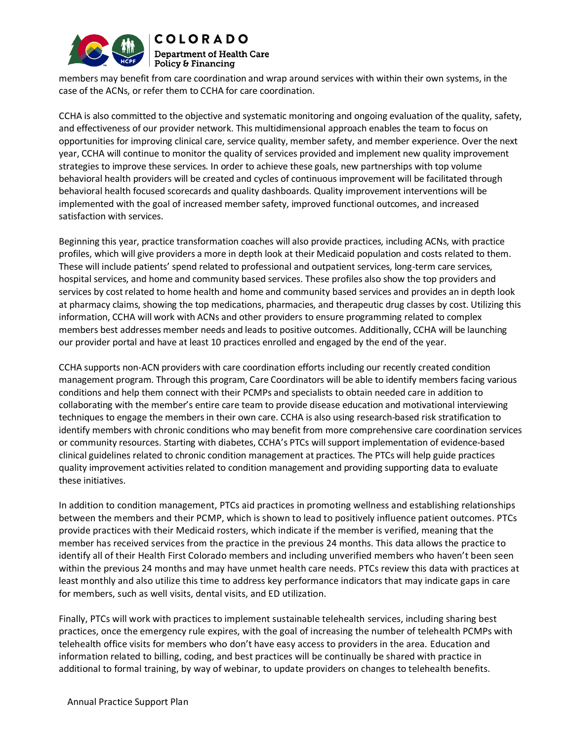members may benefit from care coordination and wrap around services with within their own systems, in the case of the ACNs, or refer them to CCHA for care coordination.

CCHA is also committed to the objective and systematic monitoring and ongoing evaluation of the quality, safety, and effectiveness of our provider network. This multidimensional approach enables the team to focus on opportunities for improving clinical care, service quality, member safety, and member experience. Over the next year, CCHA will continue to monitor the quality of services provided and implement new quality improvement strategies to improve these services. In order to achieve these goals, new partnerships with top volume behavioral health providers will be created and cycles of continuous improvement will be facilitated through behavioral health focused scorecards and quality dashboards. Quality improvement interventions will be implemented with the goal of increased member safety, improved functional outcomes, and increased satisfaction with services.

Beginning this year, practice transformation coaches will also provide practices, including ACNs, with practice profiles, which will give providers a more in depth look at their Medicaid population and costs related to them. These will include patients' spend related to professional and outpatient services, long-term care services, hospital services, and home and community based services. These profiles also show the top providers and services by cost related to home health and home and community based services and provides an in depth look at pharmacy claims, showing the top medications, pharmacies, and therapeutic drug classes by cost. Utilizing this information, CCHA will work with ACNs and other providers to ensure programming related to complex members best addresses member needs and leads to positive outcomes. Additionally, CCHA will be launching our provider portal and have at least 10 practices enrolled and engaged by the end of the year.

CCHA supports non-ACN providers with care coordination efforts including our recently created condition management program. Through this program, Care Coordinators will be able to identify members facing various conditions and help them connect with their PCMPs and specialists to obtain needed care in addition to collaborating with the member's entire care team to provide disease education and motivational interviewing techniques to engage the members in their own care. CCHA is also using research-based risk stratification to identify members with chronic conditions who may benefit from more comprehensive care coordination services or community resources. Starting with diabetes, CCHA's PTCs will support implementation of evidence-based clinical guidelines related to chronic condition management at practices. The PTCs will help guide practices quality improvement activities related to condition management and providing supporting data to evaluate these initiatives.

In addition to condition management, PTCs aid practices in promoting wellness and establishing relationships between the members and their PCMP, which is shown to lead to positively influence patient outcomes. PTCs provide practices with their Medicaid rosters, which indicate if the member is verified, meaning that the member has received services from the practice in the previous 24 months. This data allows the practice to identify all of their Health First Colorado members and including unverified members who haven't been seen within the previous 24 months and may have unmet health care needs. PTCs review this data with practices at least monthly and also utilize this time to address key performance indicators that may indicate gaps in care for members, such as well visits, dental visits, and ED utilization.

Finally, PTCs will work with practices to implement sustainable telehealth services, including sharing best practices, once the emergency rule expires, with the goal of increasing the number of telehealth PCMPs with telehealth office visits for members who don't have easy access to providers in the area. Education and information related to billing, coding, and best practices will be continually be shared with practice in additional to formal training, by way of webinar, to update providers on changes to telehealth benefits.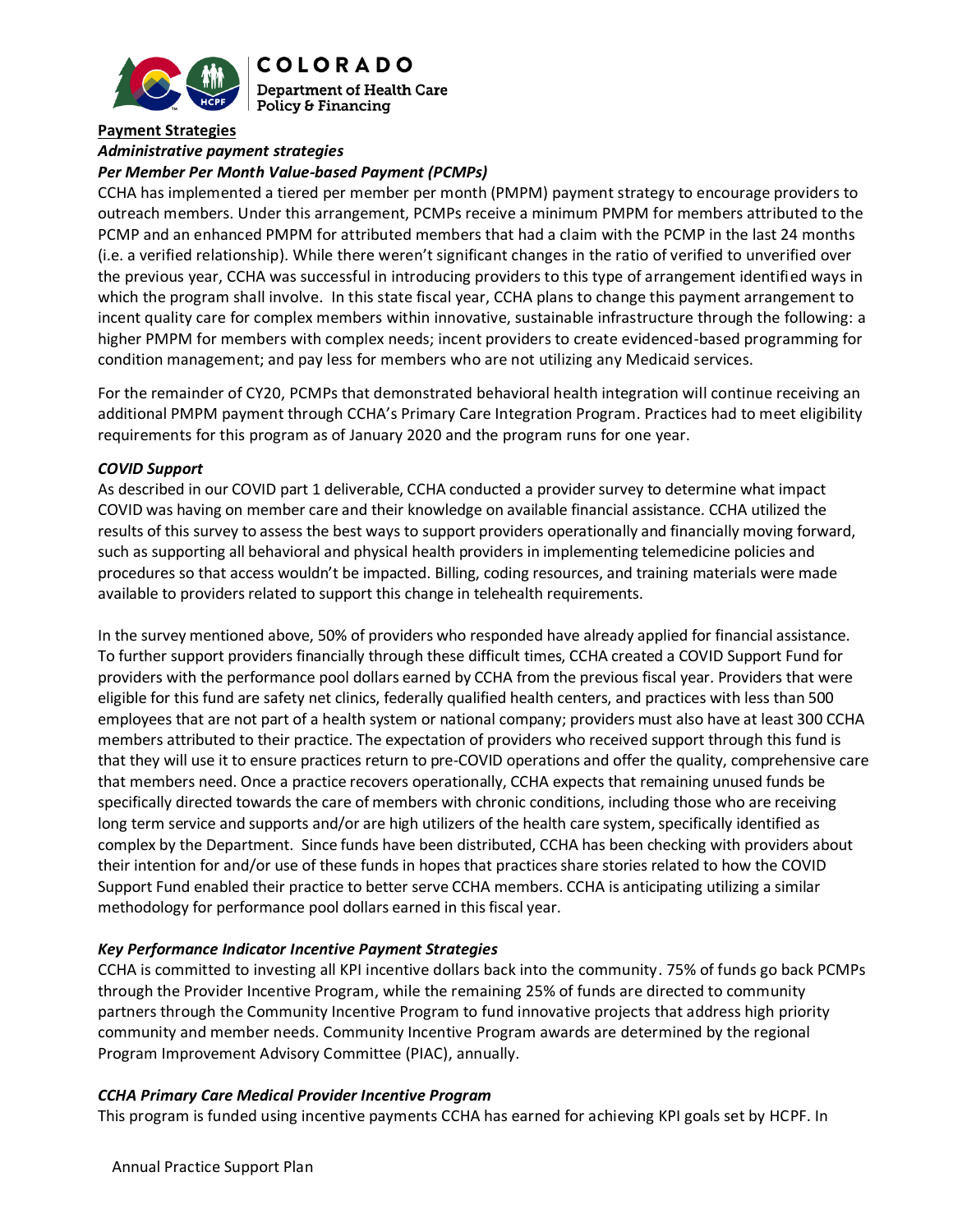**Payment Strategies**

***Administrative payment strategies***

***Per Member Per Month Value-based Payment (PCMPs)***

CCHA has implemented a tiered per member per month (PMPM) payment strategy to encourage providers to outreach members. Under this arrangement, PCMPs receive a minimum PMPM for members attributed to the PCMP and an enhanced PMPM for attributed members that had a claim with the PCMP in the last 24 months (i.e. a verified relationship). While there weren't significant changes in the ratio of verified to unverified over the previous year, CCHA was successful in introducing providers to this type of arrangement identified ways in which the program shall involve. In this state fiscal year, CCHA plans to change this payment arrangement to incent quality care for complex members within innovative, sustainable infrastructure through the following: a higher PMPM for members with complex needs; incent providers to create evidenced-based programming for condition management; and pay less for members who are not utilizing any Medicaid services.

For the remainder of CY20, PCMPs that demonstrated behavioral health integration will continue receiving an additional PMPM payment through CCHA's Primary Care Integration Program. Practices had to meet eligibility requirements for this program as of January 2020 and the program runs for one year.

***COVID Support***

As described in our COVID part 1 deliverable, CCHA conducted a provider survey to determine what impact COVID was having on member care and their knowledge on available financial assistance. CCHA utilized the results of this survey to assess the best ways to support providers operationally and financially moving forward, such as supporting all behavioral and physical health providers in implementing telemedicine policies and procedures so that access wouldn't be impacted. Billing, coding resources, and training materials were made available to providers related to support this change in telehealth requirements.

In the survey mentioned above, 50% of providers who responded have already applied for financial assistance. To further support providers financially through these difficult times, CCHA created a COVID Support Fund for providers with the performance pool dollars earned by CCHA from the previous fiscal year. Providers that were eligible for this fund are safety net clinics, federally qualified health centers, and practices with less than 500 employees that are not part of a health system or national company; providers must also have at least 300 CCHA members attributed to their practice. The expectation of providers who received support through this fund is that they will use it to ensure practices return to pre-COVID operations and offer the quality, comprehensive care that members need. Once a practice recovers operationally, CCHA expects that remaining unused funds be specifically directed towards the care of members with chronic conditions, including those who are receiving long term service and supports and/or are high utilizers of the health care system, specifically identified as complex by the Department. Since funds have been distributed, CCHA has been checking with providers about their intention for and/or use of these funds in hopes that practices share stories related to how the COVID Support Fund enabled their practice to better serve CCHA members. CCHA is anticipating utilizing a similar methodology for performance pool dollars earned in this fiscal year.

***Key Performance Indicator Incentive Payment Strategies***

CCHA is committed to investing all KPI incentive dollars back into the community. 75% of funds go back PCMPs through the Provider Incentive Program, while the remaining 25% of funds are directed to community partners through the Community Incentive Program to fund innovative projects that address high priority community and member needs. Community Incentive Program awards are determined by the regional Program Improvement Advisory Committee (PIAC), annually.

***CCHA Primary Care Medical Provider Incentive Program***

This program is funded using incentive payments CCHA has earned for achieving KPI goals set by HCPF. In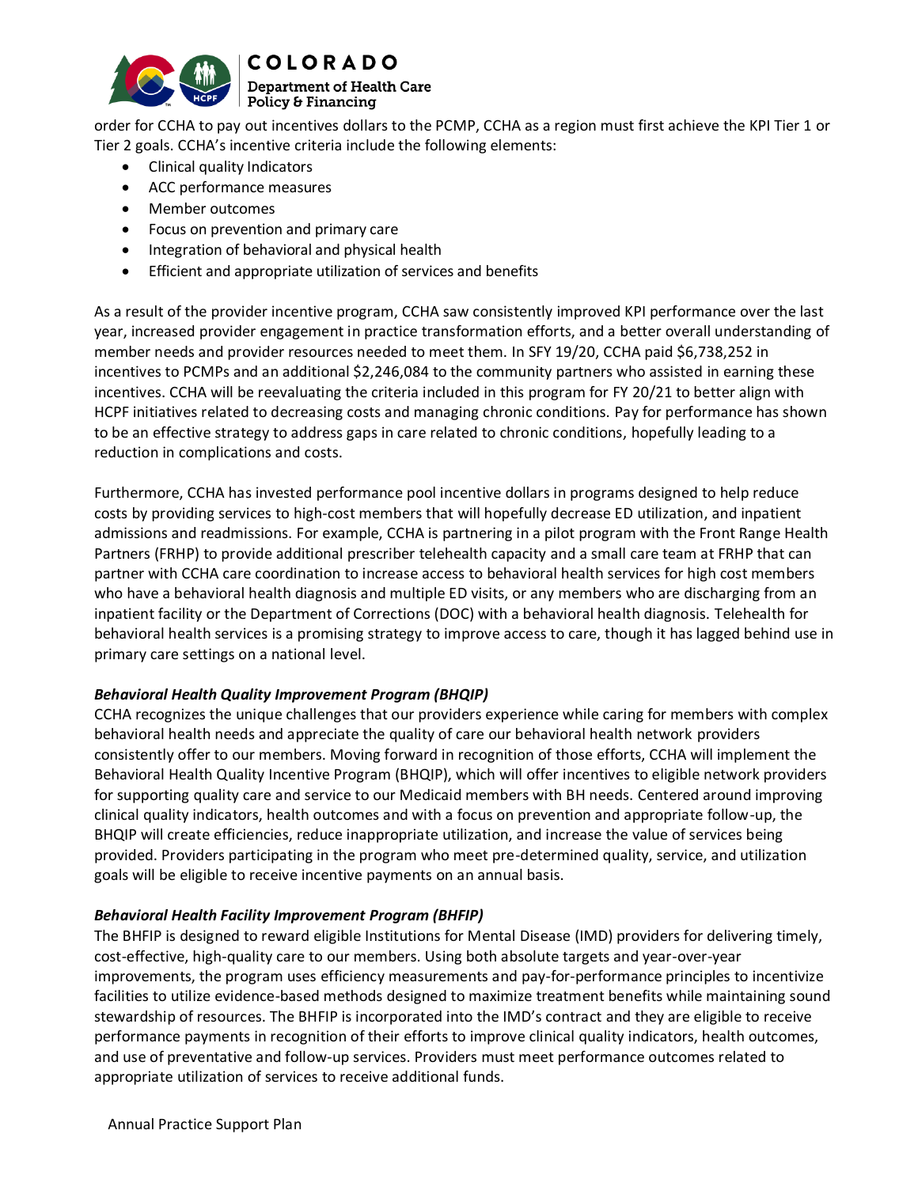order for CCHA to pay out incentives dollars to the PCMP, CCHA as a region must first achieve the KPI Tier 1 or Tier 2 goals. CCHA's incentive criteria include the following elements:

- Clinical quality Indicators
- ACC performance measures
- Member outcomes
- Focus on prevention and primary care
- Integration of behavioral and physical health
- Efficient and appropriate utilization of services and benefits

As a result of the provider incentive program, CCHA saw consistently improved KPI performance over the last year, increased provider engagement in practice transformation efforts, and a better overall understanding of member needs and provider resources needed to meet them. In SFY 19/20, CCHA paid $6,738,252 in incentives to PCMPs and an additional $2,246,084 to the community partners who assisted in earning these incentives. CCHA will be reevaluating the criteria included in this program for FY 20/21 to better align with HCPF initiatives related to decreasing costs and managing chronic conditions. Pay for performance has shown to be an effective strategy to address gaps in care related to chronic conditions, hopefully leading to a reduction in complications and costs.

Furthermore, CCHA has invested performance pool incentive dollars in programs designed to help reduce costs by providing services to high-cost members that will hopefully decrease ED utilization, and inpatient admissions and readmissions. For example, CCHA is partnering in a pilot program with the Front Range Health Partners (FRHP) to provide additional prescriber telehealth capacity and a small care team at FRHP that can partner with CCHA care coordination to increase access to behavioral health services for high cost members who have a behavioral health diagnosis and multiple ED visits, or any members who are discharging from an inpatient facility or the Department of Corrections (DOC) with a behavioral health diagnosis. Telehealth for behavioral health services is a promising strategy to improve access to care, though it has lagged behind use in primary care settings on a national level.

***Behavioral Health Quality Improvement Program (BHQIP)***

CCHA recognizes the unique challenges that our providers experience while caring for members with complex behavioral health needs and appreciate the quality of care our behavioral health network providers consistently offer to our members. Moving forward in recognition of those efforts, CCHA will implement the Behavioral Health Quality Incentive Program (BHQIP), which will offer incentives to eligible network providers for supporting quality care and service to our Medicaid members with BH needs. Centered around improving clinical quality indicators, health outcomes and with a focus on prevention and appropriate follow-up, the BHQIP will create efficiencies, reduce inappropriate utilization, and increase the value of services being provided. Providers participating in the program who meet pre-determined quality, service, and utilization goals will be eligible to receive incentive payments on an annual basis.

***Behavioral Health Facility Improvement Program (BHFIP)***

The BHFIP is designed to reward eligible Institutions for Mental Disease (IMD) providers for delivering timely, cost-effective, high-quality care to our members. Using both absolute targets and year-over-year improvements, the program uses efficiency measurements and pay-for-performance principles to incentivize facilities to utilize evidence-based methods designed to maximize treatment benefits while maintaining sound stewardship of resources. The BHFIP is incorporated into the IMD's contract and they are eligible to receive performance payments in recognition of their efforts to improve clinical quality indicators, health outcomes, and use of preventative and follow-up services. Providers must meet performance outcomes related to appropriate utilization of services to receive additional funds.